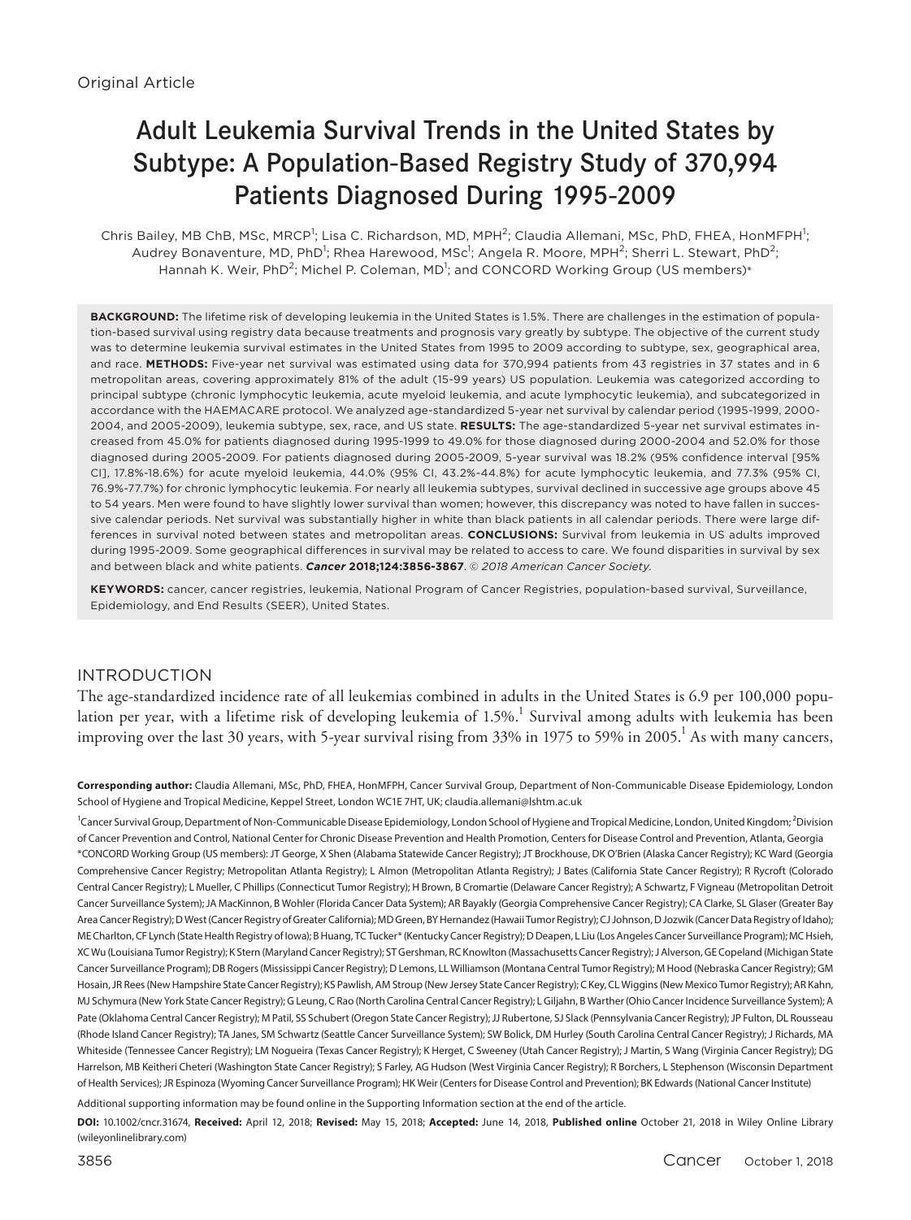Original Article

# Adult Leukemia Survival Trends in the United States by Subtype: A Population-Based Registry Study of 370,994 Patients Diagnosed During 1995-2009

Chris Bailey, MB ChB, MSc, MRCP[1]; Lisa C. Richardson, MD, MPH[2]; Claudia Allemani, MSc, PhD, FHEA, HonMFPH[1]; Audrey Bonaventure, MD, PhD[1]; Rhea Harewood, MSc[1]; Angela R. Moore, MPH[2]; Sherri L. Stewart, PhD[2]; Hannah K. Weir, PhD[2]; Michel P. Coleman, MD[1]; and CONCORD Working Group (US members)*

**BACKGROUND:** The lifetime risk of developing leukemia in the United States is 1.5%. There are challenges in the estimation of population-based survival using registry data because treatments and prognosis vary greatly by subtype. The objective of the current study was to determine leukemia survival estimates in the United States from 1995 to 2009 according to subtype, sex, geographical area, and race. **METHODS:** Five-year net survival was estimated using data for 370,994 patients from 43 registries in 37 states and in 6 metropolitan areas, covering approximately 81% of the adult (15-99 years) US population. Leukemia was categorized according to principal subtype (chronic lymphocytic leukemia, acute myeloid leukemia, and acute lymphocytic leukemia), and subcategorized in accordance with the HAEMACARE protocol. We analyzed age-standardized 5-year net survival by calendar period (1995-1999, 2000-2004, and 2005-2009), leukemia subtype, sex, race, and US state. **RESULTS:** The age-standardized 5-year net survival estimates increased from 45.0% for patients diagnosed during 1995-1999 to 49.0% for those diagnosed during 2000-2004 and 52.0% for those diagnosed during 2005-2009. For patients diagnosed during 2005-2009, 5-year survival was 18.2% (95% confidence interval [95% CI], 17.8%-18.6%) for acute myeloid leukemia, 44.0% (95% CI, 43.2%-44.8%) for acute lymphocytic leukemia, and 77.3% (95% CI, 76.9%-77.7%) for chronic lymphocytic leukemia. For nearly all leukemia subtypes, survival declined in successive age groups above 45 to 54 years. Men were found to have slightly lower survival than women; however, this discrepancy was noted to have fallen in successive calendar periods. Net survival was substantially higher in white than black patients in all calendar periods. There were large differences in survival noted between states and metropolitan areas. **CONCLUSIONS:** Survival from leukemia in US adults improved during 1995-2009. Some geographical differences in survival may be related to access to care. We found disparities in survival by sex and between black and white patients. ***Cancer* 2018;124:3856-3867**. *© 2018 American Cancer Society.*

**KEYWORDS:** cancer, cancer registries, leukemia, National Program of Cancer Registries, population-based survival, Surveillance, Epidemiology, and End Results (SEER), United States.

## INTRODUCTION

The age-standardized incidence rate of all leukemias combined in adults in the United States is 6.9 per 100,000 population per year, with a lifetime risk of developing leukemia of 1.5%.[1] Survival among adults with leukemia has been improving over the last 30 years, with 5-year survival rising from 33% in 1975 to 59% in 2005.[1] As with many cancers,

**Corresponding author:** Claudia Allemani, MSc, PhD, FHEA, HonMFPH, Cancer Survival Group, Department of Non-Communicable Disease Epidemiology, London School of Hygiene and Tropical Medicine, Keppel Street, London WC1E 7HT, UK; claudia.allemani@lshtm.ac.uk

[1]Cancer Survival Group, Department of Non-Communicable Disease Epidemiology, London School of Hygiene and Tropical Medicine, London, United Kingdom; [2]Division of Cancer Prevention and Control, National Center for Chronic Disease Prevention and Health Promotion, Centers for Disease Control and Prevention, Atlanta, Georgia

*CONCORD Working Group (US members): JT George, X Shen (Alabama Statewide Cancer Registry); JT Brockhouse, DK O'Brien (Alaska Cancer Registry); KC Ward (Georgia Comprehensive Cancer Registry; Metropolitan Atlanta Registry); L Almon (Metropolitan Atlanta Registry); J Bates (California State Cancer Registry); R Rycroft (Colorado Central Cancer Registry); L Mueller, C Phillips (Connecticut Tumor Registry); H Brown, B Cromartie (Delaware Cancer Registry); A Schwartz, F Vigneau (Metropolitan Detroit Cancer Surveillance System); JA MacKinnon, B Wohler (Florida Cancer Data System); AR Bayakly (Georgia Comprehensive Cancer Registry); CA Clarke, SL Glaser (Greater Bay Area Cancer Registry); D West (Cancer Registry of Greater California); MD Green, BY Hernandez (Hawaii Tumor Registry); CJ Johnson, D Jozwik (Cancer Data Registry of Idaho); ME Charlton, CF Lynch (State Health Registry of Iowa); B Huang, TC Tucker* (Kentucky Cancer Registry); D Deapen, L Liu (Los Angeles Cancer Surveillance Program); MC Hsieh, XC Wu (Louisiana Tumor Registry); K Stern (Maryland Cancer Registry); ST Gershman, RC Knowlton (Massachusetts Cancer Registry); J Alverson, GE Copeland (Michigan State Cancer Surveillance Program); DB Rogers (Mississippi Cancer Registry); D Lemons, LL Williamson (Montana Central Tumor Registry); M Hood (Nebraska Cancer Registry); GM Hosain, JR Rees (New Hampshire State Cancer Registry); KS Pawlish, AM Stroup (New Jersey State Cancer Registry); C Key, CL Wiggins (New Mexico Tumor Registry); AR Kahn, MJ Schymura (New York State Cancer Registry); G Leung, C Rao (North Carolina Central Cancer Registry); L Giljahn, B Warther (Ohio Cancer Incidence Surveillance System); A Pate (Oklahoma Central Cancer Registry); M Patil, SS Schubert (Oregon State Cancer Registry); JJ Rubertone, SJ Slack (Pennsylvania Cancer Registry); JP Fulton, DL Rousseau (Rhode Island Cancer Registry); TA Janes, SM Schwartz (Seattle Cancer Surveillance System); SW Bolick, DM Hurley (South Carolina Central Cancer Registry); J Richards, MA Whiteside (Tennessee Cancer Registry); LM Nogueira (Texas Cancer Registry); K Herget, C Sweeney (Utah Cancer Registry); J Martin, S Wang (Virginia Cancer Registry); DG Harrelson, MB Keitheri Cheteri (Washington State Cancer Registry); S Farley, AG Hudson (West Virginia Cancer Registry); R Borchers, L Stephenson (Wisconsin Department of Health Services); JR Espinoza (Wyoming Cancer Surveillance Program); HK Weir (Centers for Disease Control and Prevention); BK Edwards (National Cancer Institute)

Additional supporting information may be found online in the Supporting Information section at the end of the article.

**DOI:** 10.1002/cncr.31674, **Received:** April 12, 2018; **Revised:** May 15, 2018; **Accepted:** June 14, 2018, **Published online** October 21, 2018 in Wiley Online Library (wileyonlinelibrary.com)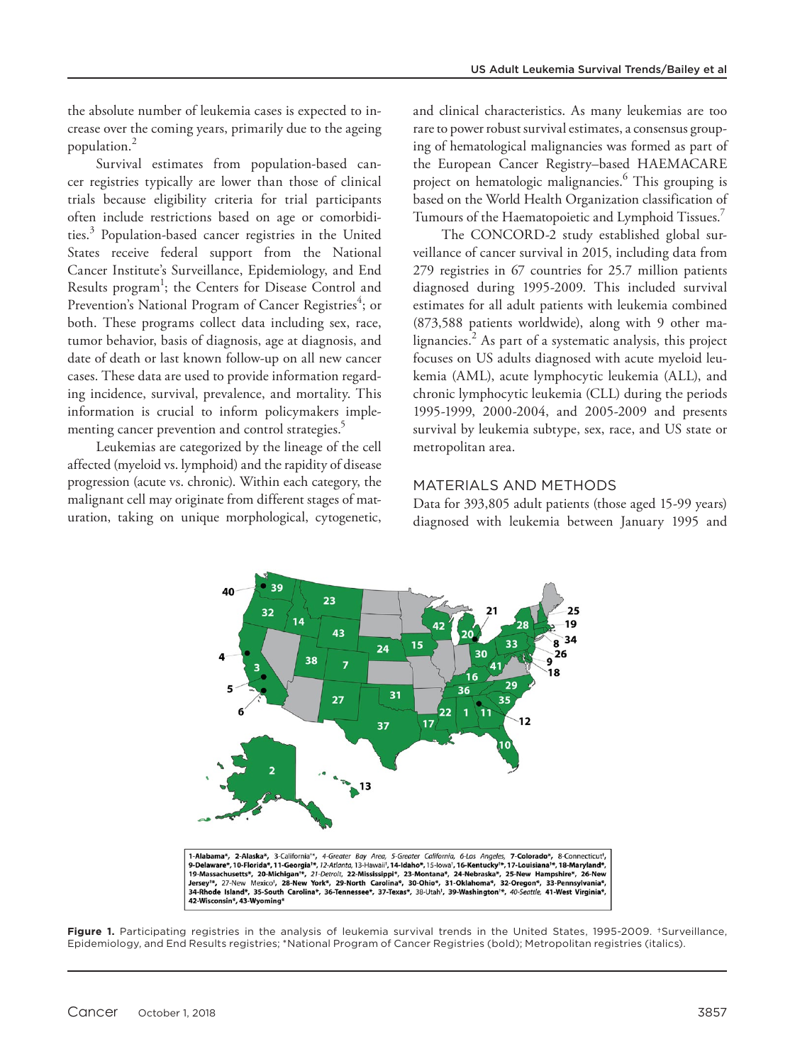the absolute number of leukemia cases is expected to increase over the coming years, primarily due to the ageing population.[2]

Survival estimates from population-based cancer registries typically are lower than those of clinical trials because eligibility criteria for trial participants often include restrictions based on age or comorbidities.[3] Population-based cancer registries in the United States receive federal support from the National Cancer Institute's Surveillance, Epidemiology, and End Results program[1]; the Centers for Disease Control and Prevention's National Program of Cancer Registries[4]; or both. These programs collect data including sex, race, tumor behavior, basis of diagnosis, age at diagnosis, and date of death or last known follow-up on all new cancer cases. These data are used to provide information regarding incidence, survival, prevalence, and mortality. This information is crucial to inform policymakers implementing cancer prevention and control strategies.[5]

Leukemias are categorized by the lineage of the cell affected (myeloid vs. lymphoid) and the rapidity of disease progression (acute vs. chronic). Within each category, the malignant cell may originate from different stages of maturation, taking on unique morphological, cytogenetic, and clinical characteristics. As many leukemias are too rare to power robust survival estimates, a consensus grouping of hematological malignancies was formed as part of the European Cancer Registry–based HAEMACARE project on hematologic malignancies.[6] This grouping is based on the World Health Organization classification of Tumours of the Haematopoietic and Lymphoid Tissues.[7]

The CONCORD-2 study established global surveillance of cancer survival in 2015, including data from 279 registries in 67 countries for 25.7 million patients diagnosed during 1995-2009. This included survival estimates for all adult patients with leukemia combined (873,588 patients worldwide), along with 9 other malignancies.[2] As part of a systematic analysis, this project focuses on US adults diagnosed with acute myeloid leukemia (AML), acute lymphocytic leukemia (ALL), and chronic lymphocytic leukemia (CLL) during the periods 1995-1999, 2000-2004, and 2005-2009 and presents survival by leukemia subtype, sex, race, and US state or metropolitan area.

## MATERIALS AND METHODS

Data for 393,805 adult patients (those aged 15-99 years) diagnosed with leukemia between January 1995 and

1-Alabama*, 2-Alaska*, 3-California[†]*, *4-Greater Bay Area*, *5-Greater California*, *6-Los Angeles*, 7-Colorado*, 8-Connecticut[†], 9-Delaware*, 10-Florida*, 11-Georgia[†]*, *12-Atlanta*, 13-Hawaii[†], 14-Idaho*, 15-Iowa[†], 16-Kentucky[†]*, 17-Louisiana[†]*, 18-Maryland*, 19-Massachusetts*, 20-Michigan[†]*, *21-Detroit*, 22-Mississippi*, 23-Montana*, 24-Nebraska*, 25-New Hampshire*, 26-New Jersey[†]*, 27-New Mexico[†], 28-New York*, 29-North Carolina*, 30-Ohio*, 31-Oklahoma*, 32-Oregon*, 33-Pennsylvania*, 34-Rhode Island*, 35-South Carolina*, 36-Tennessee*, 37-Texas*, 38-Utah[†], 39-Washington[†]*, *40-Seattle*, 41-West Virginia*, 42-Wisconsin*, 43-Wyoming*

**Figure 1.** Participating registries in the analysis of leukemia survival trends in the United States, 1995-2009. †Surveillance, Epidemiology, and End Results registries; *National Program of Cancer Registries (bold); Metropolitan registries (italics).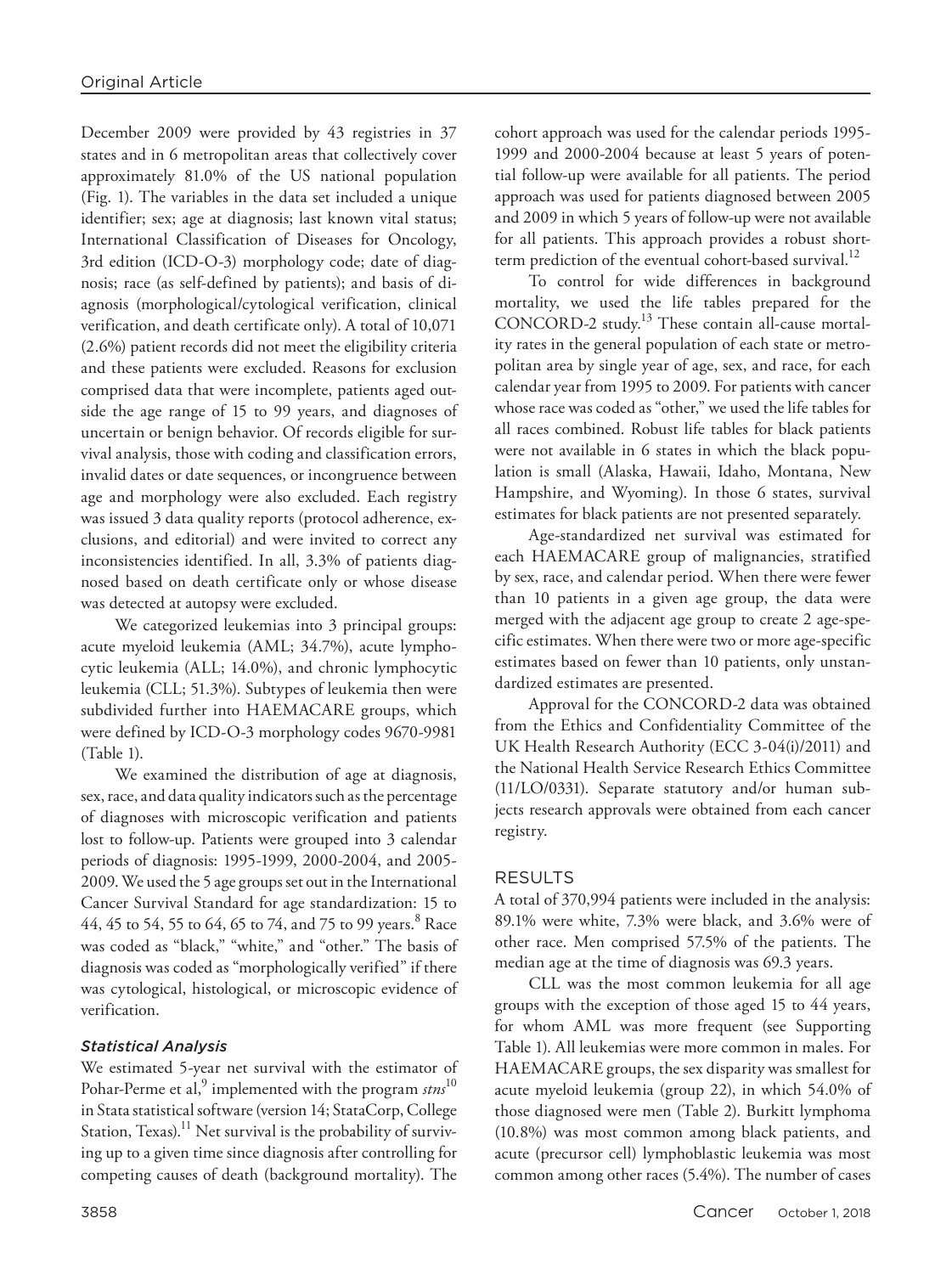December 2009 were provided by 43 registries in 37 states and in 6 metropolitan areas that collectively cover approximately 81.0% of the US national population (Fig. 1). The variables in the data set included a unique identifier; sex; age at diagnosis; last known vital status; International Classification of Diseases for Oncology, 3rd edition (ICD-O-3) morphology code; date of diagnosis; race (as self-defined by patients); and basis of diagnosis (morphological/cytological verification, clinical verification, and death certificate only). A total of 10,071 (2.6%) patient records did not meet the eligibility criteria and these patients were excluded. Reasons for exclusion comprised data that were incomplete, patients aged outside the age range of 15 to 99 years, and diagnoses of uncertain or benign behavior. Of records eligible for survival analysis, those with coding and classification errors, invalid dates or date sequences, or incongruence between age and morphology were also excluded. Each registry was issued 3 data quality reports (protocol adherence, exclusions, and editorial) and were invited to correct any inconsistencies identified. In all, 3.3% of patients diagnosed based on death certificate only or whose disease was detected at autopsy were excluded.

We categorized leukemias into 3 principal groups: acute myeloid leukemia (AML; 34.7%), acute lymphocytic leukemia (ALL; 14.0%), and chronic lymphocytic leukemia (CLL; 51.3%). Subtypes of leukemia then were subdivided further into HAEMACARE groups, which were defined by ICD-O-3 morphology codes 9670-9981 (Table 1).

We examined the distribution of age at diagnosis, sex, race, and data quality indicators such as the percentage of diagnoses with microscopic verification and patients lost to follow-up. Patients were grouped into 3 calendar periods of diagnosis: 1995-1999, 2000-2004, and 2005-2009. We used the 5 age groups set out in the International Cancer Survival Standard for age standardization: 15 to 44, 45 to 54, 55 to 64, 65 to 74, and 75 to 99 years.[8] Race was coded as "black," "white," and "other." The basis of diagnosis was coded as "morphologically verified" if there was cytological, histological, or microscopic evidence of verification.

### *Statistical Analysis*

We estimated 5-year net survival with the estimator of Pohar-Perme et al,[9] implemented with the program *stns*[10] in Stata statistical software (version 14; StataCorp, College Station, Texas).[11] Net survival is the probability of surviving up to a given time since diagnosis after controlling for competing causes of death (background mortality). The cohort approach was used for the calendar periods 1995-1999 and 2000-2004 because at least 5 years of potential follow-up were available for all patients. The period approach was used for patients diagnosed between 2005 and 2009 in which 5 years of follow-up were not available for all patients. This approach provides a robust short-term prediction of the eventual cohort-based survival.[12]

To control for wide differences in background mortality, we used the life tables prepared for the CONCORD-2 study.[13] These contain all-cause mortality rates in the general population of each state or metropolitan area by single year of age, sex, and race, for each calendar year from 1995 to 2009. For patients with cancer whose race was coded as "other," we used the life tables for all races combined. Robust life tables for black patients were not available in 6 states in which the black population is small (Alaska, Hawaii, Idaho, Montana, New Hampshire, and Wyoming). In those 6 states, survival estimates for black patients are not presented separately.

Age-standardized net survival was estimated for each HAEMACARE group of malignancies, stratified by sex, race, and calendar period. When there were fewer than 10 patients in a given age group, the data were merged with the adjacent age group to create 2 age-specific estimates. When there were two or more age-specific estimates based on fewer than 10 patients, only unstandardized estimates are presented.

Approval for the CONCORD-2 data was obtained from the Ethics and Confidentiality Committee of the UK Health Research Authority (ECC 3-04(i)/2011) and the National Health Service Research Ethics Committee (11/LO/0331). Separate statutory and/or human subjects research approvals were obtained from each cancer registry.

## RESULTS

A total of 370,994 patients were included in the analysis: 89.1% were white, 7.3% were black, and 3.6% were of other race. Men comprised 57.5% of the patients. The median age at the time of diagnosis was 69.3 years.

CLL was the most common leukemia for all age groups with the exception of those aged 15 to 44 years, for whom AML was more frequent (see Supporting Table 1). All leukemias were more common in males. For HAEMACARE groups, the sex disparity was smallest for acute myeloid leukemia (group 22), in which 54.0% of those diagnosed were men (Table 2). Burkitt lymphoma (10.8%) was most common among black patients, and acute (precursor cell) lymphoblastic leukemia was most common among other races (5.4%). The number of cases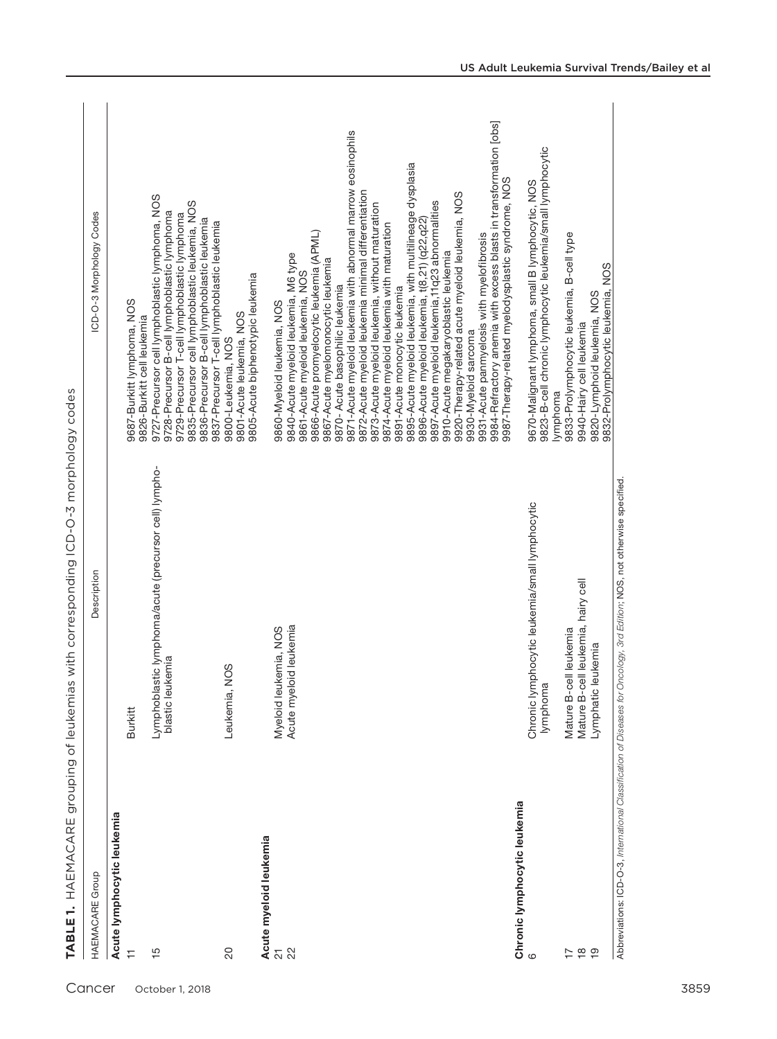**TABLE 1.** HAEMACARE grouping of leukemias with corresponding ICD-O-3 morphology codes

| HAEMACARE Group | Description | ICD-O-3 Morphology Codes |
|---|---|---|
| **Acute lymphocytic leukemia** | | |
| 11 | Burkitt | 9687-Burkitt lymphoma, NOS<br>9826-Burkitt cell leukemia |
| 15 | Lymphoblastic lymphoma/acute (precursor cell) lymphoblastic leukemia | 9727-Precursor cell lymphoblastic lymphoma, NOS<br>9728-Precursor B-cell lymphoblastic lymphoma<br>9729-Precursor T-cell lymphoblastic lymphoma<br>9835-Precursor cell lymphoblastic leukemia, NOS<br>9836-Precursor B-cell lymphoblastic leukemia<br>9837-Precursor T-cell lymphoblastic leukemia |
| 20 | Leukemia, NOS | 9800-Leukemia, NOS<br>9801-Acute leukemia, NOS<br>9805-Acute biphenotypic leukemia |
| **Acute myeloid leukemia** | | |
| 21 | Myeloid leukemia, NOS | 9860-Myeloid leukemia, NOS |
| 22 | Acute myeloid leukemia | 9840-Acute myeloid leukemia, M6 type<br>9861-Acute myeloid leukemia, NOS<br>9866-Acute promyelocytic leukemia (APML)<br>9867-Acute myelomonocytic leukemia<br>9870- Acute basophilic leukemia<br>9871-Acute myeloid leukemia with abnormal marrow eosinophils<br>9872-Acute myeloid leukemia minimal differentiation<br>9873-Acute myeloid leukemia, without maturation<br>9874-Acute myeloid leukemia with maturation<br>9891-Acute monocytic leukemia<br>9895-Acute myeloid leukemia, with multilineage dysplasia<br>9896-Acute myeloid leukemia, t(8,21) (q22,q22)<br>9897-Acute myeloid leukemia,11q23 abnormalities<br>9910-Acute megakaryoblastic leukemia<br>9920-Therapy-related acute myeloid leukemia, NOS<br>9930-Myeloid sarcoma<br>9931-Acute panmyelosis with myelofibrosis<br>9984-Refractory anemia with excess blasts in transformation [obs]<br>9987-Therapy-related myelodysplastic syndrome, NOS |
| **Chronic lymphocytic leukemia** | | |
| 6 | Chronic lymphocytic leukemia/small lymphocytic lymphoma | 9670-Malignant lymphoma, small B lymphocytic, NOS<br>9823-B-cell chronic lymphocytic leukemia/small lymphocytic lymphoma |
| 17 | Mature B-cell leukemia | 9833-Prolymphocytic leukemia, B-cell type |
| 18 | Mature B-cell leukemia, hairy cell | 9940-Hairy cell leukemia |
| 19 | Lymphatic leukemia | 9820-Lymphoid leukemia, NOS<br>9832-Prolymphocytic leukemia, NOS |

Abbreviations: ICD-O-3, *International Classification of Diseases for Oncology, 3rd Edition*; NOS, not otherwise specified.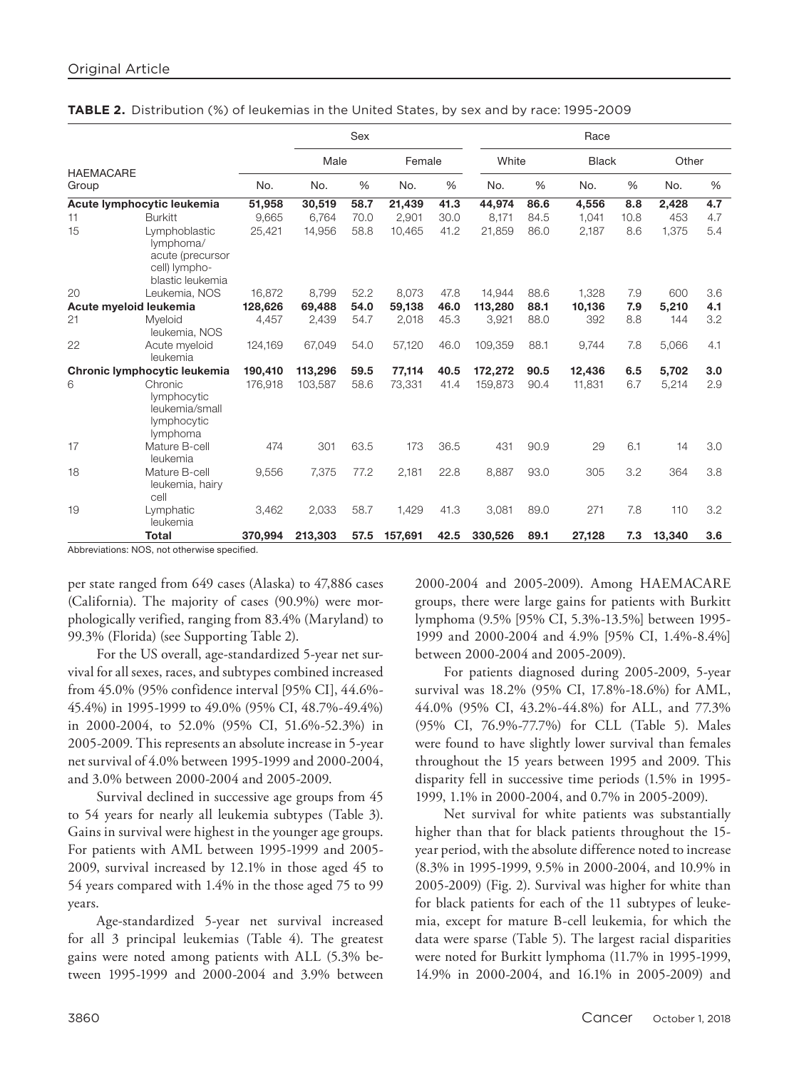**TABLE 2.** Distribution (%) of leukemias in the United States, by sex and by race: 1995-2009

| HAEMACARE Group | | | Sex | | | | Race | | | | | |
|---|---|---|---|---|---|---|---|---|---|---|---|---|
| | | | Male | | Female | | White | | Black | | Other | |
| | | No. | No. | % | No. | % | No. | % | No. | % | No. | % |
| **Acute lymphocytic leukemia** | | **51,958** | **30,519** | **58.7** | **21,439** | **41.3** | **44,974** | **86.6** | **4,556** | **8.8** | **2,428** | **4.7** |
| 11 | Burkitt | 9,665 | 6,764 | 70.0 | 2,901 | 30.0 | 8,171 | 84.5 | 1,041 | 10.8 | 453 | 4.7 |
| 15 | Lymphoblastic lymphoma/ acute (precursor cell) lympho-blastic leukemia | 25,421 | 14,956 | 58.8 | 10,465 | 41.2 | 21,859 | 86.0 | 2,187 | 8.6 | 1,375 | 5.4 |
| 20 | Leukemia, NOS | 16,872 | 8,799 | 52.2 | 8,073 | 47.8 | 14,944 | 88.6 | 1,328 | 7.9 | 600 | 3.6 |
| **Acute myeloid leukemia** | | **128,626** | **69,488** | **54.0** | **59,138** | **46.0** | **113,280** | **88.1** | **10,136** | **7.9** | **5,210** | **4.1** |
| 21 | Myeloid leukemia, NOS | 4,457 | 2,439 | 54.7 | 2,018 | 45.3 | 3,921 | 88.0 | 392 | 8.8 | 144 | 3.2 |
| 22 | Acute myeloid leukemia | 124,169 | 67,049 | 54.0 | 57,120 | 46.0 | 109,359 | 88.1 | 9,744 | 7.8 | 5,066 | 4.1 |
| **Chronic lymphocytic leukemia** | | **190,410** | **113,296** | **59.5** | **77,114** | **40.5** | **172,272** | **90.5** | **12,436** | **6.5** | **5,702** | **3.0** |
| 6 | Chronic lymphocytic leukemia/small lymphocytic lymphoma | 176,918 | 103,587 | 58.6 | 73,331 | 41.4 | 159,873 | 90.4 | 11,831 | 6.7 | 5,214 | 2.9 |
| 17 | Mature B-cell leukemia | 474 | 301 | 63.5 | 173 | 36.5 | 431 | 90.9 | 29 | 6.1 | 14 | 3.0 |
| 18 | Mature B-cell leukemia, hairy cell | 9,556 | 7,375 | 77.2 | 2,181 | 22.8 | 8,887 | 93.0 | 305 | 3.2 | 364 | 3.8 |
| 19 | Lymphatic leukemia | 3,462 | 2,033 | 58.7 | 1,429 | 41.3 | 3,081 | 89.0 | 271 | 7.8 | 110 | 3.2 |
| | **Total** | **370,994** | **213,303** | **57.5** | **157,691** | **42.5** | **330,526** | **89.1** | **27,128** | **7.3** | **13,340** | **3.6** |

Abbreviations: NOS, not otherwise specified.

per state ranged from 649 cases (Alaska) to 47,886 cases (California). The majority of cases (90.9%) were morphologically verified, ranging from 83.4% (Maryland) to 99.3% (Florida) (see Supporting Table 2).

For the US overall, age-standardized 5-year net survival for all sexes, races, and subtypes combined increased from 45.0% (95% confidence interval [95% CI], 44.6%-45.4%) in 1995-1999 to 49.0% (95% CI, 48.7%-49.4%) in 2000-2004, to 52.0% (95% CI, 51.6%-52.3%) in 2005-2009. This represents an absolute increase in 5-year net survival of 4.0% between 1995-1999 and 2000-2004, and 3.0% between 2000-2004 and 2005-2009.

Survival declined in successive age groups from 45 to 54 years for nearly all leukemia subtypes (Table 3). Gains in survival were highest in the younger age groups. For patients with AML between 1995-1999 and 2005-2009, survival increased by 12.1% in those aged 45 to 54 years compared with 1.4% in the those aged 75 to 99 years.

Age-standardized 5-year net survival increased for all 3 principal leukemias (Table 4). The greatest gains were noted among patients with ALL (5.3% between 1995-1999 and 2000-2004 and 3.9% between 2000-2004 and 2005-2009). Among HAEMACARE groups, there were large gains for patients with Burkitt lymphoma (9.5% [95% CI, 5.3%-13.5%] between 1995-1999 and 2000-2004 and 4.9% [95% CI, 1.4%-8.4%] between 2000-2004 and 2005-2009).

For patients diagnosed during 2005-2009, 5-year survival was 18.2% (95% CI, 17.8%-18.6%) for AML, 44.0% (95% CI, 43.2%-44.8%) for ALL, and 77.3% (95% CI, 76.9%-77.7%) for CLL (Table 5). Males were found to have slightly lower survival than females throughout the 15 years between 1995 and 2009. This disparity fell in successive time periods (1.5% in 1995-1999, 1.1% in 2000-2004, and 0.7% in 2005-2009).

Net survival for white patients was substantially higher than that for black patients throughout the 15-year period, with the absolute difference noted to increase (8.3% in 1995-1999, 9.5% in 2000-2004, and 10.9% in 2005-2009) (Fig. 2). Survival was higher for white than for black patients for each of the 11 subtypes of leukemia, except for mature B-cell leukemia, for which the data were sparse (Table 5). The largest racial disparities were noted for Burkitt lymphoma (11.7% in 1995-1999, 14.9% in 2000-2004, and 16.1% in 2005-2009) and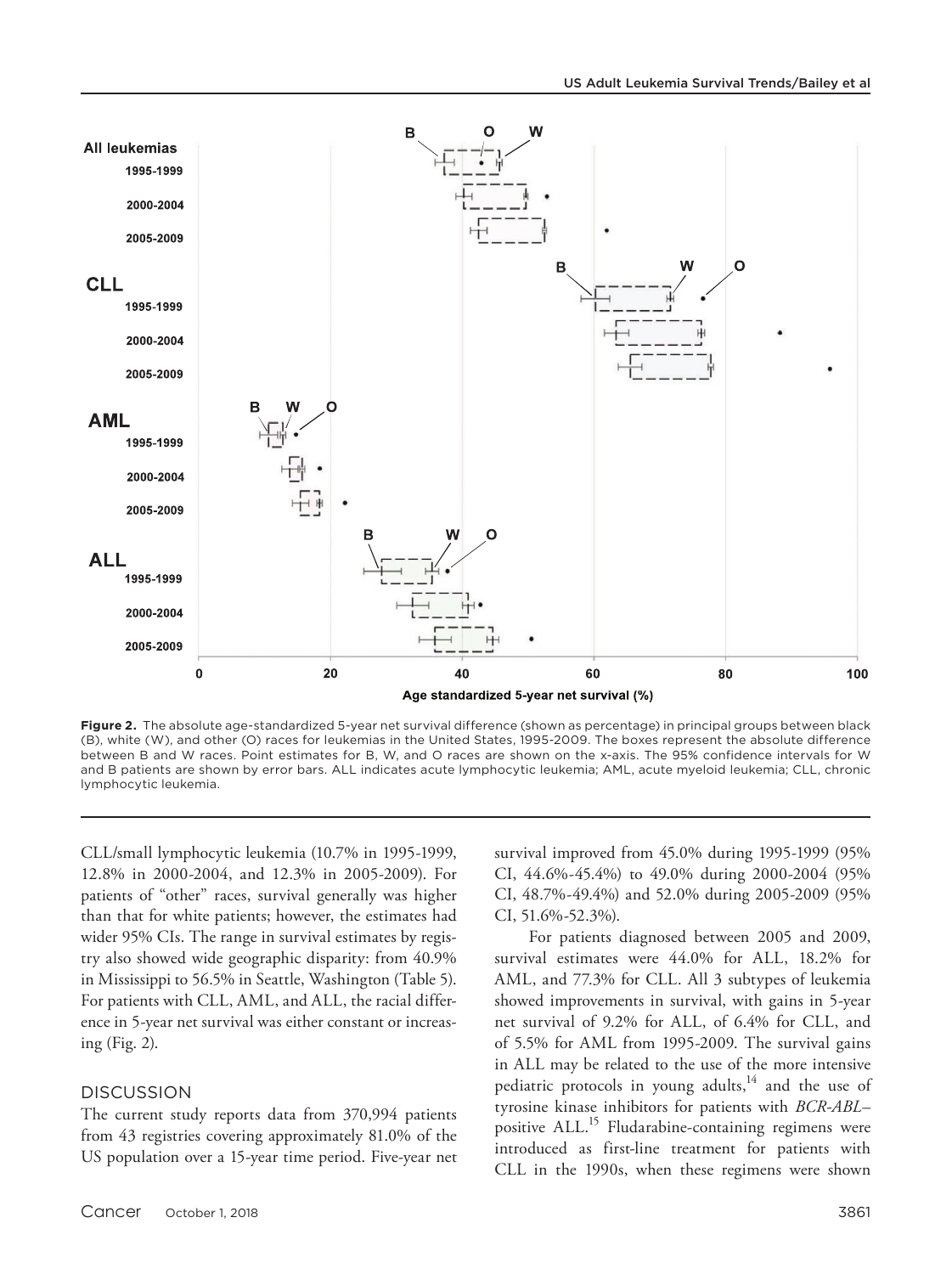Figure 2. The absolute age-standardized 5-year net survival difference (shown as percentage) in principal groups between black (B), white (W), and other (O) races for leukemias in the United States, 1995-2009. The boxes represent the absolute difference between B and W races. Point estimates for B, W, and O races are shown on the x-axis. The 95% confidence intervals for W and B patients are shown by error bars. ALL indicates acute lymphocytic leukemia; AML, acute myeloid leukemia; CLL, chronic lymphocytic leukemia.

CLL/small lymphocytic leukemia (10.7% in 1995-1999, 12.8% in 2000-2004, and 12.3% in 2005-2009). For patients of "other" races, survival generally was higher than that for white patients; however, the estimates had wider 95% CIs. The range in survival estimates by registry also showed wide geographic disparity: from 40.9% in Mississippi to 56.5% in Seattle, Washington (Table 5). For patients with CLL, AML, and ALL, the racial difference in 5-year net survival was either constant or increasing (Fig. 2).

## DISCUSSION

The current study reports data from 370,994 patients from 43 registries covering approximately 81.0% of the US population over a 15-year time period. Five-year net survival improved from 45.0% during 1995-1999 (95% CI, 44.6%-45.4%) to 49.0% during 2000-2004 (95% CI, 48.7%-49.4%) and 52.0% during 2005-2009 (95% CI, 51.6%-52.3%).

For patients diagnosed between 2005 and 2009, survival estimates were 44.0% for ALL, 18.2% for AML, and 77.3% for CLL. All 3 subtypes of leukemia showed improvements in survival, with gains in 5-year net survival of 9.2% for ALL, of 6.4% for CLL, and of 5.5% for AML from 1995-2009. The survival gains in ALL may be related to the use of the more intensive pediatric protocols in young adults,[14] and the use of tyrosine kinase inhibitors for patients with *BCR-ABL*–positive ALL.[15] Fludarabine-containing regimens were introduced as first-line treatment for patients with CLL in the 1990s, when these regimens were shown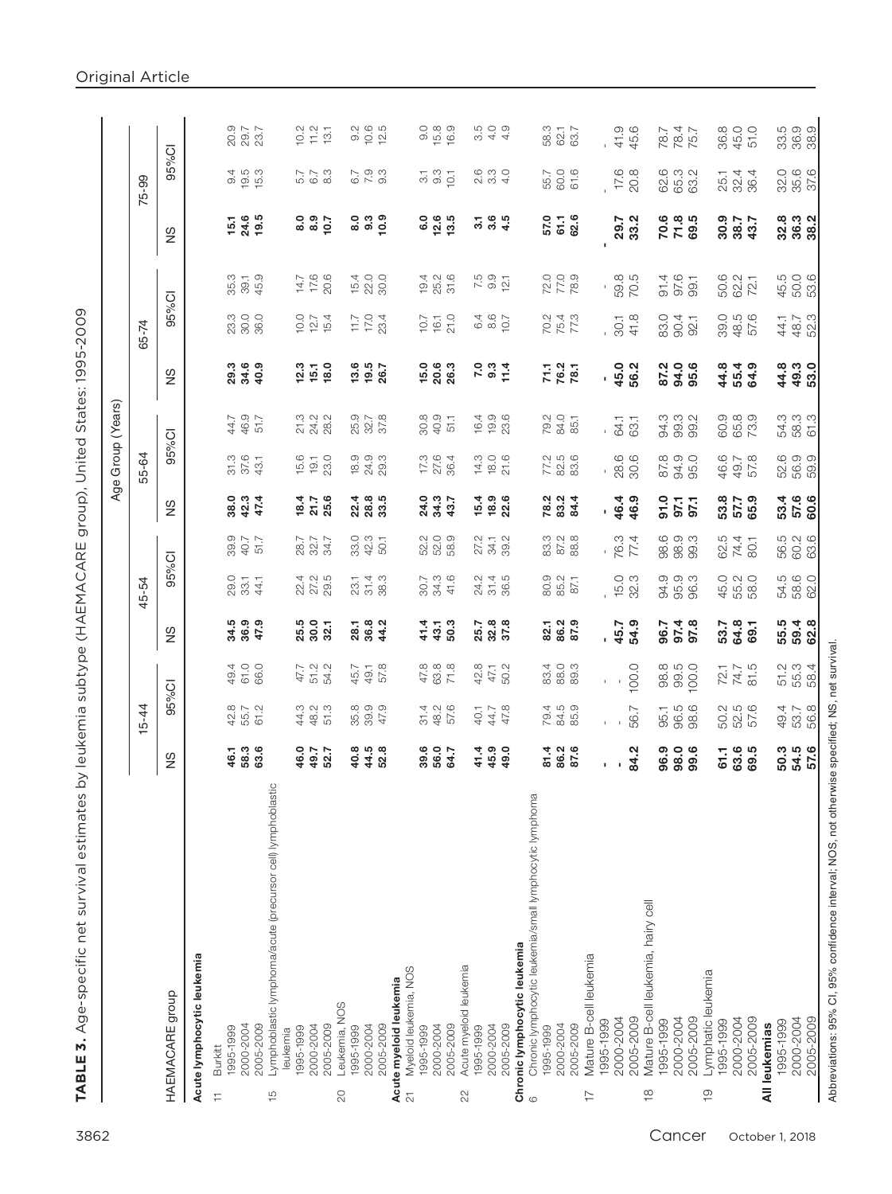**TABLE 3.** Age-specific net survival estimates by leukemia subtype (HAEMACARE group), United States: 1995-2009

| HAEMACARE group | Age Group (Years) | | | | | | | | | | | | | | |
|---|---|---|---|---|---|---|---|---|---|---|---|---|---|---|---|
| | 15-44 | | | 45-54 | | | 55-64 | | | 65-74 | | | 75-99 | | |
| | NS | 95%CI | | NS | 95%CI | | NS | 95%CI | | NS | 95%CI | | NS | 95%CI | |
| **Acute lymphocytic leukemia** | | | | | | | | | | | | | | | |
| 11 Burkitt | | | | | | | | | | | | | | | |
| 1995-1999 | **46.1** | 42.8 | 49.4 | **34.5** | 29.0 | 39.9 | **38.0** | 31.3 | 44.7 | **29.3** | 23.3 | 35.3 | **15.1** | 9.4 | 20.9 |
| 2000-2004 | **58.3** | 55.7 | 61.0 | **36.9** | 33.1 | 40.7 | **42.3** | 37.6 | 46.9 | **34.6** | 30.0 | 39.1 | **24.6** | 19.5 | 29.7 |
| 2005-2009 | **63.6** | 61.2 | 66.0 | **47.9** | 44.1 | 51.7 | **47.4** | 43.1 | 51.7 | **40.9** | 36.0 | 45.9 | **19.5** | 15.3 | 23.7 |
| 15 Lymphoblastic lymphoma/acute (precursor cell) lymphoblastic leukemia | | | | | | | | | | | | | | | |
| 1995-1999 | **46.0** | 44.3 | 47.7 | **25.5** | 22.4 | 28.7 | **18.4** | 15.6 | 21.3 | **12.3** | 10.0 | 14.7 | **8.0** | 5.7 | 10.2 |
| 2000-2004 | **49.7** | 48.2 | 51.2 | **30.0** | 27.2 | 32.7 | **21.7** | 19.1 | 24.2 | **15.1** | 12.7 | 17.6 | **8.9** | 6.7 | 11.2 |
| 2005-2009 | **52.7** | 51.3 | 54.2 | **32.1** | 29.5 | 34.7 | **25.6** | 23.0 | 28.2 | **18.0** | 15.4 | 20.6 | **10.7** | 8.3 | 13.1 |
| 20 Leukemia, NOS | | | | | | | | | | | | | | | |
| 1995-1999 | **40.8** | 35.8 | 45.7 | **28.1** | 23.1 | 33.0 | **22.4** | 18.9 | 25.9 | **13.6** | 11.7 | 15.4 | **8.0** | 6.7 | 9.2 |
| 2000-2004 | **44.5** | 39.9 | 49.1 | **36.8** | 31.4 | 42.3 | **28.8** | 24.9 | 32.7 | **19.5** | 17.0 | 22.0 | **9.3** | 7.9 | 10.6 |
| 2005-2009 | **52.8** | 47.9 | 57.8 | **44.2** | 38.3 | 50.1 | **33.5** | 29.3 | 37.8 | **26.7** | 23.4 | 30.0 | **10.9** | 9.3 | 12.5 |
| **Acute myeloid leukemia** | | | | | | | | | | | | | | | |
| 21 Myeloid leukemia, NOS | | | | | | | | | | | | | | | |
| 1995-1999 | **39.6** | 31.4 | 47.8 | **41.4** | 30.7 | 52.2 | **24.0** | 17.3 | 30.8 | **15.0** | 10.7 | 19.4 | **6.0** | 3.1 | 9.0 |
| 2000-2004 | **56.0** | 48.2 | 63.8 | **43.1** | 34.3 | 52.0 | **34.3** | 27.6 | 40.9 | **20.6** | 16.1 | 25.2 | **12.6** | 9.3 | 15.8 |
| 2005-2009 | **64.7** | 57.6 | 71.8 | **50.3** | 41.6 | 58.9 | **43.7** | 36.4 | 51.1 | **26.3** | 21.0 | 31.6 | **13.5** | 10.1 | 16.9 |
| 22 Acute myeloid leukemia | | | | | | | | | | | | | | | |
| 1995-1999 | **41.4** | 40.1 | 42.8 | **25.7** | 24.2 | 27.2 | **15.4** | 14.3 | 16.4 | **7.0** | 6.4 | 7.5 | **3.1** | 2.6 | 3.5 |
| 2000-2004 | **45.9** | 44.7 | 47.1 | **32.8** | 31.4 | 34.1 | **18.9** | 18.0 | 19.9 | **9.3** | 8.6 | 9.9 | **3.6** | 3.3 | 4.0 |
| 2005-2009 | **49.0** | 47.8 | 50.2 | **37.8** | 36.5 | 39.2 | **22.6** | 21.6 | 23.6 | **11.4** | 10.7 | 12.1 | **4.5** | 4.0 | 4.9 |
| **Chronic lymphocytic leukemia** | | | | | | | | | | | | | | | |
| 6 Chronic lymphocytic leukemia/small lymphocytic lymphoma | | | | | | | | | | | | | | | |
| 1995-1999 | **81.4** | 79.4 | 83.4 | **82.1** | 80.9 | 83.3 | **78.2** | 77.2 | 79.2 | **71.1** | 70.2 | 72.0 | **57.0** | 55.7 | 58.3 |
| 2000-2004 | **86.2** | 84.5 | 88.0 | **86.2** | 85.2 | 87.2 | **83.2** | 82.5 | 84.0 | **76.2** | 75.4 | 77.0 | **61.1** | 60.0 | 62.1 |
| 2005-2009 | **87.6** | 85.9 | 89.3 | **87.9** | 87.1 | 88.8 | **84.4** | 83.6 | 85.1 | **78.1** | 77.3 | 78.9 | **62.6** | 61.6 | 63.7 |
| 17 Mature B-cell leukemia | | | | | | | | | | | | | | | |
| 1995-1999 | - | - | - | - | - | - | - | - | - | - | - | - | - | - | - |
| 2000-2004 | - | - | - | **45.7** | 15.0 | 76.3 | **46.4** | 28.6 | 64.1 | **45.0** | 30.1 | 59.8 | **29.7** | 17.6 | 41.9 |
| 2005-2009 | **84.2** | 56.7 | 100.0 | **54.9** | 32.3 | 77.4 | **46.9** | 30.6 | 63.1 | **56.2** | 41.8 | 70.5 | **33.2** | 20.8 | 45.6 |
| 18 Mature B-cell leukemia, hairy cell | | | | | | | | | | | | | | | |
| 1995-1999 | **96.9** | 95.1 | 98.8 | **96.7** | 94.9 | 98.6 | **91.0** | 87.8 | 94.3 | **87.2** | 83.0 | 91.4 | **70.6** | 62.6 | 78.7 |
| 2000-2004 | **98.0** | 96.5 | 99.5 | **97.4** | 95.9 | 98.9 | **97.1** | 94.9 | 99.3 | **94.0** | 90.4 | 97.6 | **71.8** | 65.3 | 78.4 |
| 2005-2009 | **99.6** | 98.6 | 100.0 | **97.8** | 96.3 | 99.3 | **97.1** | 95.0 | 99.2 | **95.6** | 92.1 | 99.1 | **69.5** | 63.2 | 75.7 |
| 19 Lymphatic leukemia | | | | | | | | | | | | | | | |
| 1995-1999 | **61.1** | 50.2 | 72.1 | **53.7** | 45.0 | 62.5 | **53.8** | 46.6 | 60.9 | **44.8** | 39.0 | 50.6 | **30.9** | 25.1 | 36.8 |
| 2000-2004 | **63.6** | 52.5 | 74.7 | **64.8** | 55.2 | 74.4 | **57.7** | 49.7 | 65.8 | **55.4** | 48.5 | 62.2 | **38.7** | 32.4 | 45.0 |
| 2005-2009 | **69.5** | 57.6 | 81.5 | **69.1** | 58.0 | 80.1 | **65.9** | 57.8 | 73.9 | **64.9** | 57.6 | 72.1 | **43.7** | 36.4 | 51.0 |
| **All leukemias** | | | | | | | | | | | | | | | |
| 1995-1999 | **50.3** | 49.4 | 51.2 | **55.5** | 54.5 | 56.5 | **53.4** | 52.6 | 54.3 | **44.8** | 44.1 | 45.5 | **32.8** | 32.0 | 33.5 |
| 2000-2004 | **54.5** | 53.7 | 55.3 | **59.4** | 58.6 | 60.2 | **57.6** | 56.9 | 58.3 | **49.3** | 48.7 | 50.0 | **36.3** | 35.6 | 36.9 |
| 2005-2009 | **57.6** | 56.8 | 58.4 | **62.8** | 62.0 | 63.6 | **60.6** | 59.9 | 61.3 | **53.0** | 52.3 | 53.6 | **38.2** | 37.6 | 38.9 |

Abbreviations: 95% CI, 95% confidence interval; NOS, not otherwise specified; NS, net survival.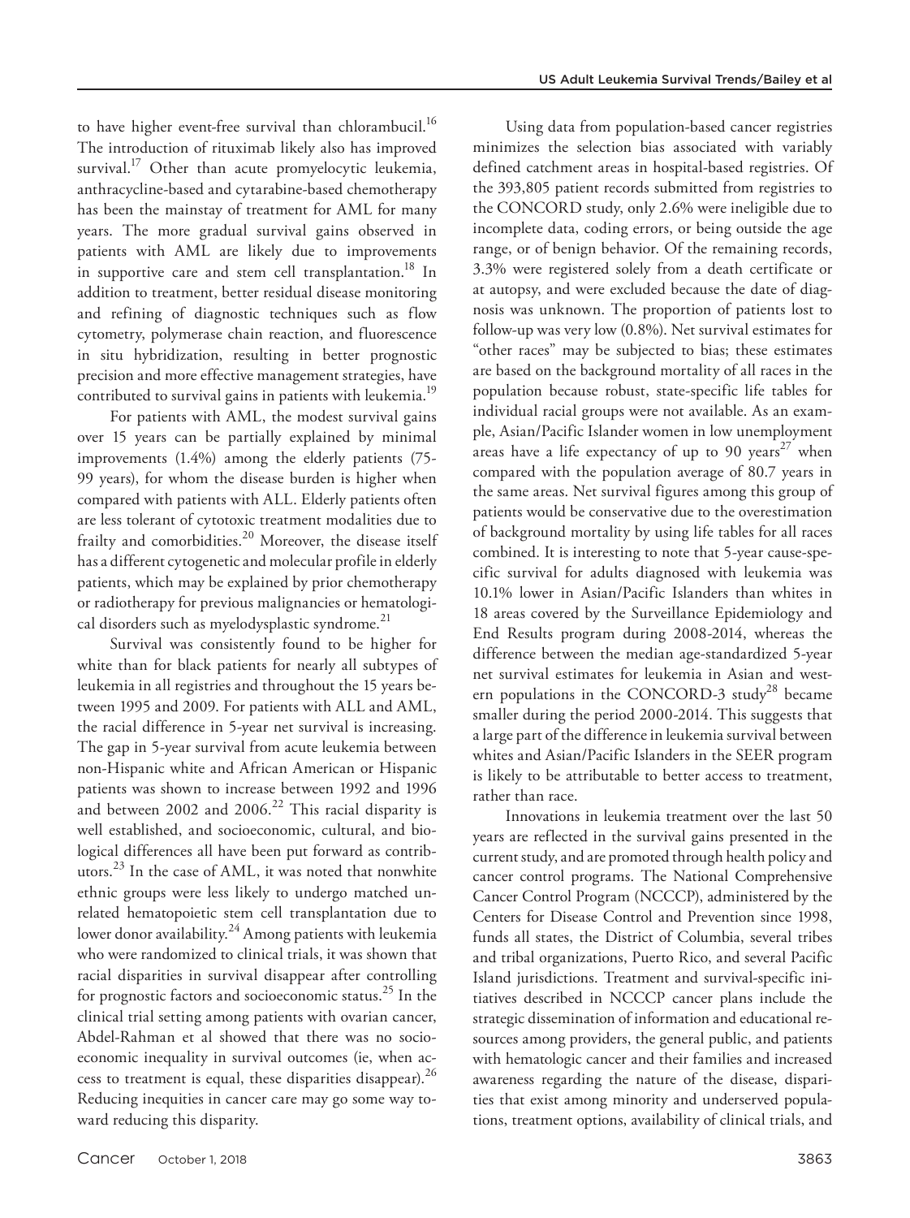to have higher event-free survival than chlorambucil.[16] The introduction of rituximab likely also has improved survival.[17] Other than acute promyelocytic leukemia, anthracycline-based and cytarabine-based chemotherapy has been the mainstay of treatment for AML for many years. The more gradual survival gains observed in patients with AML are likely due to improvements in supportive care and stem cell transplantation.[18] In addition to treatment, better residual disease monitoring and refining of diagnostic techniques such as flow cytometry, polymerase chain reaction, and fluorescence in situ hybridization, resulting in better prognostic precision and more effective management strategies, have contributed to survival gains in patients with leukemia.[19]

For patients with AML, the modest survival gains over 15 years can be partially explained by minimal improvements (1.4%) among the elderly patients (75-99 years), for whom the disease burden is higher when compared with patients with ALL. Elderly patients often are less tolerant of cytotoxic treatment modalities due to frailty and comorbidities.[20] Moreover, the disease itself has a different cytogenetic and molecular profile in elderly patients, which may be explained by prior chemotherapy or radiotherapy for previous malignancies or hematological disorders such as myelodysplastic syndrome.[21]

Survival was consistently found to be higher for white than for black patients for nearly all subtypes of leukemia in all registries and throughout the 15 years between 1995 and 2009. For patients with ALL and AML, the racial difference in 5-year net survival is increasing. The gap in 5-year survival from acute leukemia between non-Hispanic white and African American or Hispanic patients was shown to increase between 1992 and 1996 and between 2002 and 2006.[22] This racial disparity is well established, and socioeconomic, cultural, and biological differences all have been put forward as contributors.[23] In the case of AML, it was noted that nonwhite ethnic groups were less likely to undergo matched unrelated hematopoietic stem cell transplantation due to lower donor availability.[24] Among patients with leukemia who were randomized to clinical trials, it was shown that racial disparities in survival disappear after controlling for prognostic factors and socioeconomic status.[25] In the clinical trial setting among patients with ovarian cancer, Abdel-Rahman et al showed that there was no socioeconomic inequality in survival outcomes (ie, when access to treatment is equal, these disparities disappear).[26] Reducing inequities in cancer care may go some way toward reducing this disparity.

Using data from population-based cancer registries minimizes the selection bias associated with variably defined catchment areas in hospital-based registries. Of the 393,805 patient records submitted from registries to the CONCORD study, only 2.6% were ineligible due to incomplete data, coding errors, or being outside the age range, or of benign behavior. Of the remaining records, 3.3% were registered solely from a death certificate or at autopsy, and were excluded because the date of diagnosis was unknown. The proportion of patients lost to follow-up was very low (0.8%). Net survival estimates for "other races" may be subjected to bias; these estimates are based on the background mortality of all races in the population because robust, state-specific life tables for individual racial groups were not available. As an example, Asian/Pacific Islander women in low unemployment areas have a life expectancy of up to 90 years[27] when compared with the population average of 80.7 years in the same areas. Net survival figures among this group of patients would be conservative due to the overestimation of background mortality by using life tables for all races combined. It is interesting to note that 5-year cause-specific survival for adults diagnosed with leukemia was 10.1% lower in Asian/Pacific Islanders than whites in 18 areas covered by the Surveillance Epidemiology and End Results program during 2008-2014, whereas the difference between the median age-standardized 5-year net survival estimates for leukemia in Asian and western populations in the CONCORD-3 study[28] became smaller during the period 2000-2014. This suggests that a large part of the difference in leukemia survival between whites and Asian/Pacific Islanders in the SEER program is likely to be attributable to better access to treatment, rather than race.

Innovations in leukemia treatment over the last 50 years are reflected in the survival gains presented in the current study, and are promoted through health policy and cancer control programs. The National Comprehensive Cancer Control Program (NCCCP), administered by the Centers for Disease Control and Prevention since 1998, funds all states, the District of Columbia, several tribes and tribal organizations, Puerto Rico, and several Pacific Island jurisdictions. Treatment and survival-specific initiatives described in NCCCP cancer plans include the strategic dissemination of information and educational resources among providers, the general public, and patients with hematologic cancer and their families and increased awareness regarding the nature of the disease, disparities that exist among minority and underserved populations, treatment options, availability of clinical trials, and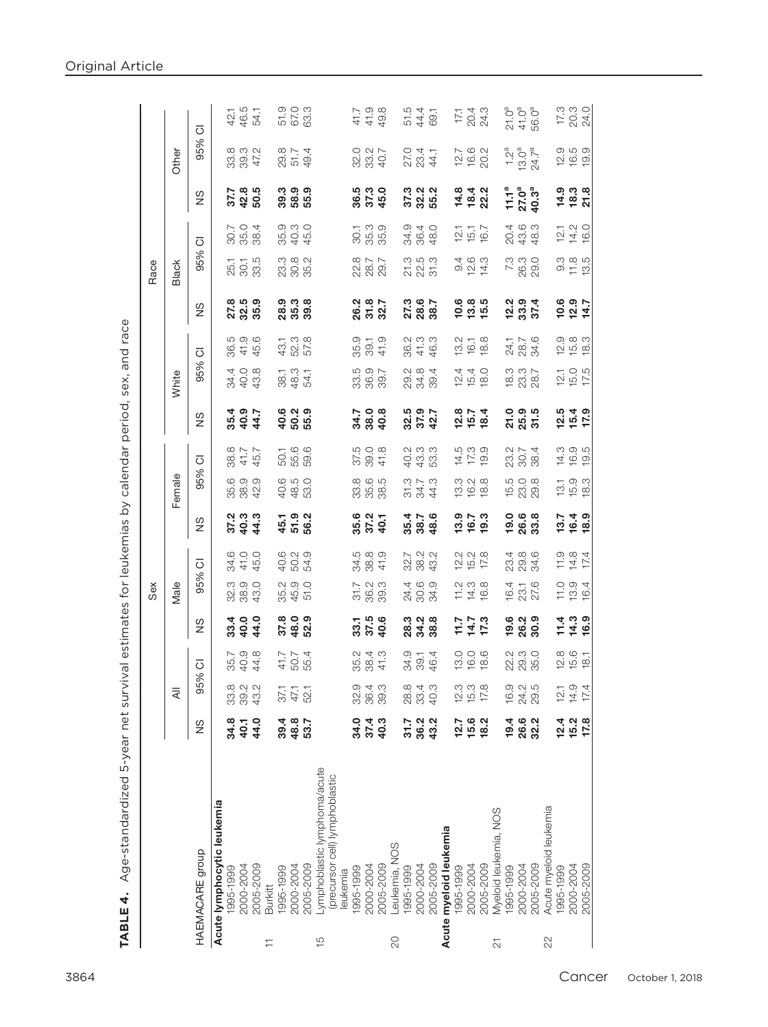**TABLE 4.** Age-standardized 5-year net survival estimates for leukemias by calendar period, sex, and race

| HAEMACARE group | All | | | Sex | | | | | | Race | | | | | | | | |
|---|---|---|---|---|---|---|---|---|---|---|---|---|---|---|---|---|---|---|
| | | | | Male | | | Female | | | White | | | Black | | | Other | | |
| | NS | 95% CI | | NS | 95% CI | | NS | 95% CI | | NS | 95% CI | | NS | 95% CI | | NS | 95% CI | |
| **Acute lymphocytic leukemia** | | | | | | | | | | | | | | | | | | |
| 1995-1999 | **34.8** | 33.8 | 35.7 | **33.4** | 32.3 | 34.6 | **37.2** | 35.6 | 38.8 | **35.4** | 34.4 | 36.5 | **27.8** | 25.1 | 30.7 | **37.7** | 33.8 | 42.1 |
| 2000-2004 | **40.1** | 39.2 | 40.9 | **40.0** | 38.9 | 41.0 | **40.3** | 38.9 | 41.7 | **40.9** | 40.0 | 41.9 | **32.5** | 30.1 | 35.0 | **42.8** | 39.3 | 46.5 |
| 2005-2009 | **44.0** | 43.2 | 44.8 | **44.0** | 43.0 | 45.0 | **44.3** | 42.9 | 45.7 | **44.7** | 43.8 | 45.6 | **35.9** | 33.5 | 38.4 | **50.5** | 47.2 | 54.1 |
| 11 Burkitt | | | | | | | | | | | | | | | | | | |
| 1995-1999 | **39.4** | 37.1 | 41.7 | **37.8** | 35.2 | 40.6 | **45.1** | 40.6 | 50.1 | **40.6** | 38.1 | 43.1 | **28.9** | 23.3 | 35.9 | **39.3** | 29.8 | 51.9 |
| 2000-2004 | **48.8** | 47.1 | 50.7 | **48.0** | 45.9 | 50.2 | **51.9** | 48.5 | 55.6 | **50.2** | 48.3 | 52.3 | **35.3** | 30.8 | 40.3 | **58.9** | 51.7 | 67.0 |
| 2005-2009 | **53.7** | 52.1 | 55.4 | **52.9** | 51.0 | 54.9 | **56.2** | 53.0 | 59.6 | **55.9** | 54.1 | 57.8 | **39.8** | 35.2 | 45.0 | **55.9** | 49.4 | 63.3 |
| 15 Lymphoblastic lymphoma/acute (precursor cell) lymphoblastic leukemia | | | | | | | | | | | | | | | | | | |
| 1995-1999 | **34.0** | 32.9 | 35.2 | **33.1** | 31.7 | 34.5 | **35.6** | 33.8 | 37.5 | **34.7** | 33.5 | 35.9 | **26.2** | 22.8 | 30.1 | **36.5** | 32.0 | 41.7 |
| 2000-2004 | **37.4** | 36.4 | 38.4 | **37.5** | 36.2 | 38.8 | **37.2** | 35.6 | 39.0 | **38.0** | 36.9 | 39.1 | **31.8** | 28.7 | 35.3 | **37.3** | 33.2 | 41.9 |
| 2005-2009 | **40.3** | 39.3 | 41.3 | **40.6** | 39.3 | 41.9 | **40.1** | 38.5 | 41.8 | **40.8** | 39.7 | 41.9 | **32.7** | 29.7 | 35.9 | **45.0** | 40.7 | 49.8 |
| 20 Leukemia, NOS | | | | | | | | | | | | | | | | | | |
| 1995-1999 | **31.7** | 28.8 | 34.9 | **28.3** | 24.4 | 32.7 | **35.4** | 31.3 | 40.2 | **32.5** | 29.2 | 36.2 | **27.3** | 21.3 | 34.9 | **37.3** | 27.0 | 51.5 |
| 2000-2004 | **36.2** | 33.4 | 39.1 | **34.2** | 30.6 | 38.2 | **38.7** | 34.7 | 43.3 | **37.9** | 34.8 | 41.3 | **28.6** | 22.5 | 36.4 | **32.2** | 23.4 | 44.4 |
| 2005-2009 | **43.2** | 40.3 | 46.4 | **38.8** | 34.9 | 43.2 | **48.6** | 44.3 | 53.3 | **42.7** | 39.4 | 46.3 | **38.7** | 31.3 | 48.0 | **55.2** | 44.1 | 69.1 |
| **Acute myeloid leukemia** | | | | | | | | | | | | | | | | | | |
| 1995-1999 | **12.7** | 12.3 | 13.0 | **11.7** | 11.2 | 12.2 | **13.9** | 13.3 | 14.5 | **12.8** | 12.4 | 13.2 | **10.6** | 9.4 | 12.1 | **14.8** | 12.7 | 17.1 |
| 2000-2004 | **15.6** | 15.3 | 16.0 | **14.7** | 14.3 | 15.2 | **16.7** | 16.2 | 17.3 | **15.7** | 15.4 | 16.1 | **13.8** | 12.6 | 15.1 | **18.4** | 16.6 | 20.4 |
| 2005-2009 | **18.2** | 17.8 | 18.6 | **17.3** | 16.8 | 17.8 | **19.3** | 18.8 | 19.9 | **18.4** | 18.0 | 18.8 | **15.5** | 14.3 | 16.7 | **22.2** | 20.2 | 24.3 |
| 21 Myeloid leukemia, NOS | | | | | | | | | | | | | | | | | | |
| 1995-1999 | **19.4** | 16.9 | 22.2 | **19.6** | 16.4 | 23.4 | **19.0** | 15.5 | 23.2 | **21.0** | 18.3 | 24.1 | **12.2** | 7.3 | 20.4 | **11.1[a]** | 1.2[a] | 21.0[a] |
| 2000-2004 | **26.6** | 24.2 | 29.3 | **26.2** | 23.1 | 29.8 | **26.6** | 23.0 | 30.7 | **25.9** | 23.3 | 28.7 | **33.9** | 26.3 | 43.6 | **27.0[a]** | 13.0[a] | 41.0[a] |
| 2005-2009 | **32.2** | 29.5 | 35.0 | **30.9** | 27.6 | 34.6 | **33.8** | 29.8 | 38.4 | **31.5** | 28.7 | 34.6 | **37.4** | 29.0 | 48.3 | **40.3[a]** | 24.7[a] | 56.0[a] |
| 22 Acute myeloid leukemia | | | | | | | | | | | | | | | | | | |
| 1995-1999 | **12.4** | 12.1 | 12.8 | **11.4** | 11.0 | 11.9 | **13.7** | 13.1 | 14.3 | **12.5** | 12.1 | 12.9 | **10.6** | 9.3 | 12.1 | **14.9** | 12.9 | 17.3 |
| 2000-2004 | **15.2** | 14.9 | 15.6 | **14.3** | 13.9 | 14.8 | **16.4** | 15.9 | 16.9 | **15.4** | 15.0 | 15.8 | **12.9** | 11.8 | 14.2 | **18.3** | 16.5 | 20.3 |
| 2005-2009 | **17.8** | 17.4 | 18.1 | **16.9** | 16.4 | 17.4 | **18.9** | 18.3 | 19.5 | **17.9** | 17.5 | 18.3 | **14.7** | 13.5 | 16.0 | **21.8** | 19.9 | 24.0 |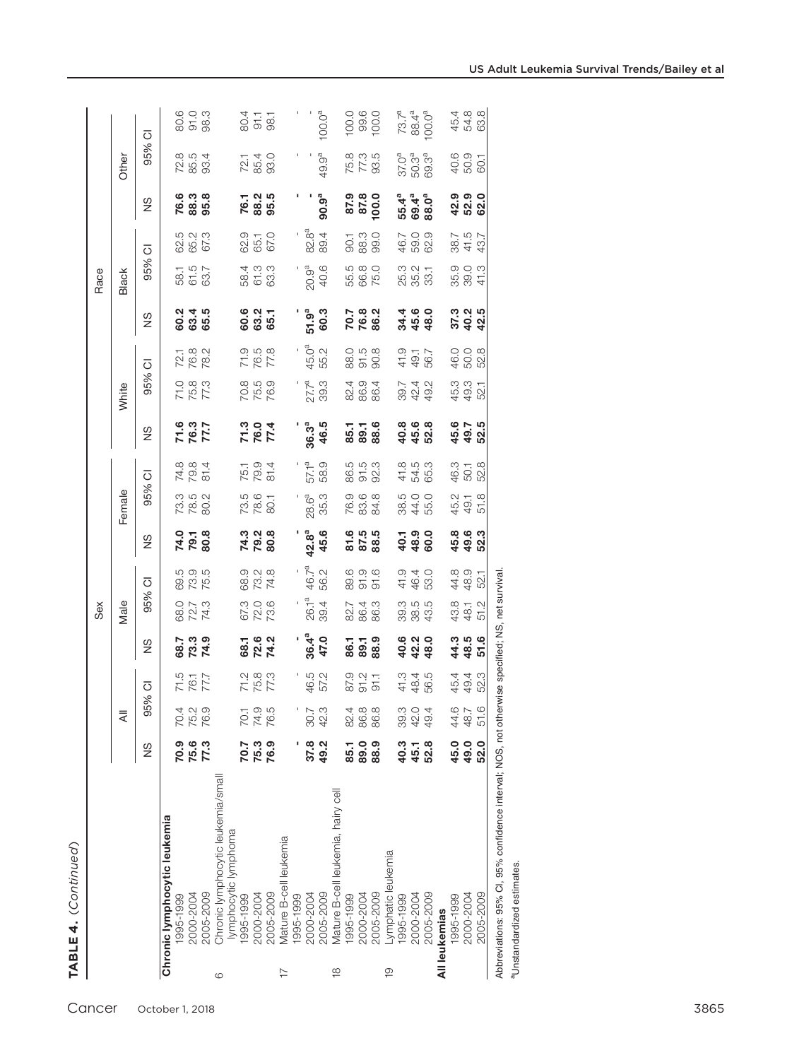**TABLE 4.** *(Continued)*

| | All | | | Sex | | | | | | Race | | | | | | | | |
|---|---|---|---|---|---|---|---|---|---|---|---|---|---|---|---|---|---|---|
| | | | | Male | | | Female | | | White | | | Black | | | Other | | |
| | NS | 95% CI | | NS | 95% CI | | NS | 95% CI | | NS | 95% CI | | NS | 95% CI | | NS | 95% CI | |
| **Chronic lymphocytic leukemia** | | | | | | | | | | | | | | | | | | |
| 1995-1999 | **70.9** | 70.4 | 71.5 | **68.7** | 68.0 | 69.5 | **74.0** | 73.3 | 74.8 | **71.6** | 71.0 | 72.1 | **60.2** | 58.1 | 62.5 | **76.6** | 72.8 | 80.6 |
| 2000-2004 | **75.6** | 75.2 | 76.1 | **73.3** | 72.7 | 73.9 | **79.1** | 78.5 | 79.8 | **76.3** | 75.8 | 76.8 | **63.4** | 61.5 | 65.2 | **88.3** | 85.5 | 91.0 |
| 2005-2009 | **77.3** | 76.9 | 77.7 | **74.9** | 74.3 | 75.5 | **80.8** | 80.2 | 81.4 | **77.7** | 77.3 | 78.2 | **65.5** | 63.7 | 67.3 | **95.8** | 93.4 | 98.3 |
| 6 Chronic lymphocytic leukemia/small lymphocytic lymphoma | | | | | | | | | | | | | | | | | | |
| 1995-1999 | **70.7** | 70.1 | 71.2 | **68.1** | 67.3 | 68.9 | **74.3** | 73.5 | 75.1 | **71.3** | 70.8 | 71.9 | **60.6** | 58.4 | 62.9 | **76.1** | 72.1 | 80.4 |
| 2000-2004 | **75.3** | 74.9 | 75.8 | **72.6** | 72.0 | 73.2 | **79.2** | 78.6 | 79.9 | **76.0** | 75.5 | 76.5 | **63.2** | 61.3 | 65.1 | **88.2** | 85.4 | 91.1 |
| 2005-2009 | **76.9** | 76.5 | 77.3 | **74.2** | 73.6 | 74.8 | **80.8** | 80.1 | 81.4 | **77.4** | 76.9 | 77.8 | **65.1** | 63.3 | 67.0 | **95.5** | 93.0 | 98.1 |
| 17 Mature B-cell leukemia | | | | | | | | | | | | | | | | | | |
| 1995-1999 | **-** | - | - | **-** | - | - | **-** | - | - | **-** | - | - | **-** | - | - | **-** | - | - |
| 2000-2004 | **37.8** | 30.7 | 46.5 | **36.4**[a] | 26.1[a] | 46.7[a] | **42.8**[a] | 28.6[a] | 57.1[a] | **36.3**[a] | 27.7[a] | 45.0[a] | **51.9**[a] | 20.9[a] | 82.8[a] | **-** | - | - |
| 2005-2009 | **49.2** | 42.3 | 57.2 | **47.0** | 39.4 | 56.2 | **45.6** | 35.3 | 58.9 | **46.5** | 39.3 | 55.2 | **60.3** | 40.6 | 89.4 | **90.9**[a] | 49.9[a] | 100.0[a] |
| 18 Mature B-cell leukemia, hairy cell | | | | | | | | | | | | | | | | | | |
| 1995-1999 | **85.1** | 82.4 | 87.9 | **86.1** | 82.7 | 89.6 | **81.6** | 76.9 | 86.5 | **85.1** | 82.4 | 88.0 | **70.7** | 55.5 | 90.1 | **87.9** | 75.8 | 100.0 |
| 2000-2004 | **89.0** | 86.8 | 91.2 | **89.1** | 86.4 | 91.9 | **87.5** | 83.6 | 91.5 | **89.1** | 86.9 | 91.5 | **76.8** | 66.8 | 88.3 | **87.8** | 77.3 | 99.6 |
| 2005-2009 | **88.9** | 86.8 | 91.1 | **88.9** | 86.3 | 91.6 | **88.5** | 84.8 | 92.3 | **88.6** | 86.4 | 90.8 | **86.2** | 75.0 | 99.0 | **100.0** | 93.5 | 100.0 |
| 19 Lymphatic leukemia | | | | | | | | | | | | | | | | | | |
| 1995-1999 | **40.3** | 39.3 | 41.3 | **40.6** | 39.3 | 41.9 | **40.1** | 38.5 | 41.8 | **40.8** | 39.7 | 41.9 | **34.4** | 25.3 | 46.7 | **55.4**[a] | 37.0[a] | 73.7[a] |
| 2000-2004 | **45.1** | 42.0 | 48.4 | **42.2** | 38.5 | 46.4 | **48.9** | 44.0 | 54.5 | **45.6** | 42.4 | 49.1 | **45.6** | 35.2 | 59.0 | **69.4**[a] | 50.3[a] | 88.4[a] |
| 2005-2009 | **52.8** | 49.4 | 56.5 | **48.0** | 43.5 | 53.0 | **60.0** | 55.0 | 65.3 | **52.8** | 49.2 | 56.7 | **48.0** | 33.1 | 62.9 | **88.0**[a] | 69.3[a] | 100.0[a] |
| **All leukemias** | | | | | | | | | | | | | | | | | | |
| 1995-1999 | **45.0** | 44.6 | 45.4 | **44.3** | 43.8 | 44.8 | **45.8** | 45.2 | 46.3 | **45.6** | 45.3 | 46.0 | **37.3** | 35.9 | 38.7 | **42.9** | 40.6 | 45.4 |
| 2000-2004 | **49.0** | 48.7 | 49.4 | **48.5** | 48.1 | 48.9 | **49.6** | 49.1 | 50.1 | **49.7** | 49.3 | 50.0 | **40.2** | 39.0 | 41.5 | **52.9** | 50.9 | 54.8 |
| 2005-2009 | **52.0** | 51.6 | 52.3 | **51.6** | 51.2 | 52.1 | **52.3** | 51.8 | 52.8 | **52.5** | 52.1 | 52.8 | **42.5** | 41.3 | 43.7 | **62.0** | 60.1 | 63.8 |

Abbreviations: 95% CI, 95% confidence interval; NOS, not otherwise specified; NS, net survival.

[a]Unstandardized estimates.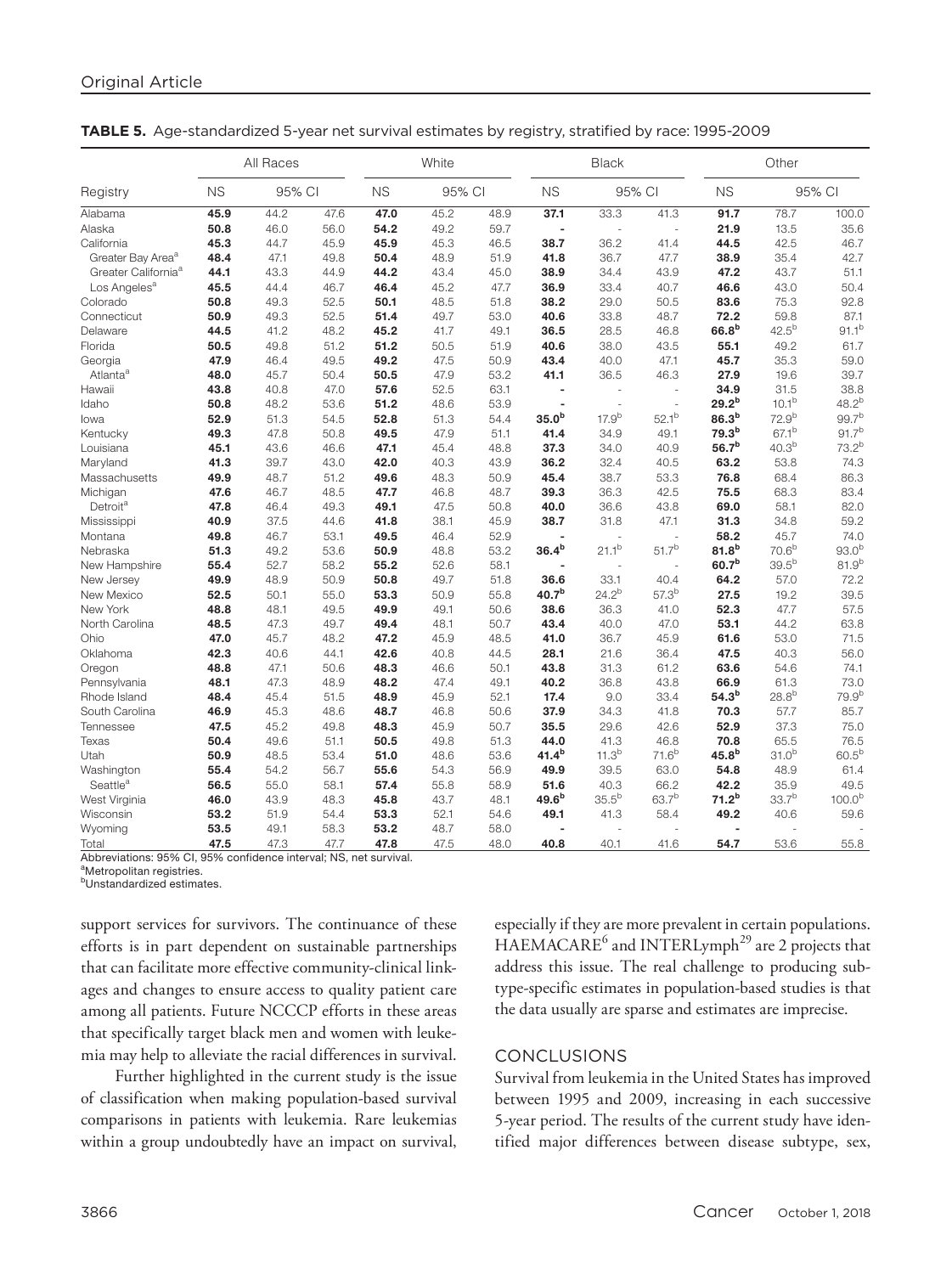**TABLE 5.** Age-standardized 5-year net survival estimates by registry, stratified by race: 1995-2009

| Registry | All Races | | | White | | | Black | | | Other | | |
|---|---|---|---|---|---|---|---|---|---|---|---|---|
| | NS | 95% CI | | NS | 95% CI | | NS | 95% CI | | NS | 95% CI | |
| Alabama | **45.9** | 44.2 | 47.6 | **47.0** | 45.2 | 48.9 | **37.1** | 33.3 | 41.3 | **91.7** | 78.7 | 100.0 |
| Alaska | **50.8** | 46.0 | 56.0 | **54.2** | 49.2 | 59.7 | **-** | - | - | **21.9** | 13.5 | 35.6 |
| California | **45.3** | 44.7 | 45.9 | **45.9** | 45.3 | 46.5 | **38.7** | 36.2 | 41.4 | **44.5** | 42.5 | 46.7 |
| Greater Bay Area[a] | **48.4** | 47.1 | 49.8 | **50.4** | 48.9 | 51.9 | **41.8** | 36.7 | 47.7 | **38.9** | 35.4 | 42.7 |
| Greater California[a] | **44.1** | 43.3 | 44.9 | **44.2** | 43.4 | 45.0 | **38.9** | 34.4 | 43.9 | **47.2** | 43.7 | 51.1 |
| Los Angeles[a] | **45.5** | 44.4 | 46.7 | **46.4** | 45.2 | 47.7 | **36.9** | 33.4 | 40.7 | **46.6** | 43.0 | 50.4 |
| Colorado | **50.8** | 49.3 | 52.5 | **50.1** | 48.5 | 51.8 | **38.2** | 29.0 | 50.5 | **83.6** | 75.3 | 92.8 |
| Connecticut | **50.9** | 49.3 | 52.5 | **51.4** | 49.7 | 53.0 | **40.6** | 33.8 | 48.7 | **72.2** | 59.8 | 87.1 |
| Delaware | **44.5** | 41.2 | 48.2 | **45.2** | 41.7 | 49.1 | **36.5** | 28.5 | 46.8 | **66.8[b]** | 42.5[b] | 91.1[b] |
| Florida | **50.5** | 49.8 | 51.2 | **51.2** | 50.5 | 51.9 | **40.6** | 38.0 | 43.5 | **55.1** | 49.2 | 61.7 |
| Georgia | **47.9** | 46.4 | 49.5 | **49.2** | 47.5 | 50.9 | **43.4** | 40.0 | 47.1 | **45.7** | 35.3 | 59.0 |
| Atlanta[a] | **48.0** | 45.7 | 50.4 | **50.5** | 47.9 | 53.2 | **41.1** | 36.5 | 46.3 | **27.9** | 19.6 | 39.7 |
| Hawaii | **43.8** | 40.8 | 47.0 | **57.6** | 52.5 | 63.1 | **-** | - | - | **34.9** | 31.5 | 38.8 |
| Idaho | **50.8** | 48.2 | 53.6 | **51.2** | 48.6 | 53.9 | **-** | - | - | **29.2[b]** | 10.1[b] | 48.2[b] |
| Iowa | **52.9** | 51.3 | 54.5 | **52.8** | 51.3 | 54.4 | **35.0[b]** | 17.9[b] | 52.1[b] | **86.3[b]** | 72.9[b] | 99.7[b] |
| Kentucky | **49.3** | 47.8 | 50.8 | **49.5** | 47.9 | 51.1 | **41.4** | 34.9 | 49.1 | **79.3[b]** | 67.1[b] | 91.7[b] |
| Louisiana | **45.1** | 43.6 | 46.6 | **47.1** | 45.4 | 48.8 | **37.3** | 34.0 | 40.9 | **56.7[b]** | 40.3[b] | 73.2[b] |
| Maryland | **41.3** | 39.7 | 43.0 | **42.0** | 40.3 | 43.9 | **36.2** | 32.4 | 40.5 | **63.2** | 53.8 | 74.3 |
| Massachusetts | **49.9** | 48.7 | 51.2 | **49.6** | 48.3 | 50.9 | **45.4** | 38.7 | 53.3 | **76.8** | 68.4 | 86.3 |
| Michigan | **47.6** | 46.7 | 48.5 | **47.7** | 46.8 | 48.7 | **39.3** | 36.3 | 42.5 | **75.5** | 68.3 | 83.4 |
| Detroit[a] | **47.8** | 46.4 | 49.3 | **49.1** | 47.5 | 50.8 | **40.0** | 36.6 | 43.8 | **69.0** | 58.1 | 82.0 |
| Mississippi | **40.9** | 37.5 | 44.6 | **41.8** | 38.1 | 45.9 | **38.7** | 31.8 | 47.1 | **31.3** | 34.8 | 59.2 |
| Montana | **49.8** | 46.7 | 53.1 | **49.5** | 46.4 | 52.9 | **-** | - | - | **58.2** | 45.7 | 74.0 |
| Nebraska | **51.3** | 49.2 | 53.6 | **50.9** | 48.8 | 53.2 | **36.4[b]** | 21.1[b] | 51.7[b] | **81.8[b]** | 70.6[b] | 93.0[b] |
| New Hampshire | **55.4** | 52.7 | 58.2 | **55.2** | 52.6 | 58.1 | **-** | - | - | **60.7[b]** | 39.5[b] | 81.9[b] |
| New Jersey | **49.9** | 48.9 | 50.9 | **50.8** | 49.7 | 51.8 | **36.6** | 33.1 | 40.4 | **64.2** | 57.0 | 72.2 |
| New Mexico | **52.5** | 50.1 | 55.0 | **53.3** | 50.9 | 55.8 | **40.7[b]** | 24.2[b] | 57.3[b] | **27.5** | 19.2 | 39.5 |
| New York | **48.8** | 48.1 | 49.5 | **49.9** | 49.1 | 50.6 | **38.6** | 36.3 | 41.0 | **52.3** | 47.7 | 57.5 |
| North Carolina | **48.5** | 47.3 | 49.7 | **49.4** | 48.1 | 50.7 | **43.4** | 40.0 | 47.0 | **53.1** | 44.2 | 63.8 |
| Ohio | **47.0** | 45.7 | 48.2 | **47.2** | 45.9 | 48.5 | **41.0** | 36.7 | 45.9 | **61.6** | 53.0 | 71.5 |
| Oklahoma | **42.3** | 40.6 | 44.1 | **42.6** | 40.8 | 44.5 | **28.1** | 21.6 | 36.4 | **47.5** | 40.3 | 56.0 |
| Oregon | **48.8** | 47.1 | 50.6 | **48.3** | 46.6 | 50.1 | **43.8** | 31.3 | 61.2 | **63.6** | 54.6 | 74.1 |
| Pennsylvania | **48.1** | 47.3 | 48.9 | **48.2** | 47.4 | 49.1 | **40.2** | 36.8 | 43.8 | **66.9** | 61.3 | 73.0 |
| Rhode Island | **48.4** | 45.4 | 51.5 | **48.9** | 45.9 | 52.1 | **17.4** | 9.0 | 33.4 | **54.3[b]** | 28.8[b] | 79.9[b] |
| South Carolina | **46.9** | 45.3 | 48.6 | **48.7** | 46.8 | 50.6 | **37.9** | 34.3 | 41.8 | **70.3** | 57.7 | 85.7 |
| Tennessee | **47.5** | 45.2 | 49.8 | **48.3** | 45.9 | 50.7 | **35.5** | 29.6 | 42.6 | **52.9** | 37.3 | 75.0 |
| Texas | **50.4** | 49.6 | 51.1 | **50.5** | 49.8 | 51.3 | **44.0** | 41.3 | 46.8 | **70.8** | 65.5 | 76.5 |
| Utah | **50.9** | 48.5 | 53.4 | **51.0** | 48.6 | 53.6 | **41.4[b]** | 11.3[b] | 71.6[b] | **45.8[b]** | 31.0[b] | 60.5[b] |
| Washington | **55.4** | 54.2 | 56.7 | **55.6** | 54.3 | 56.9 | **49.9** | 39.5 | 63.0 | **54.8** | 48.9 | 61.4 |
| Seattle[a] | **56.5** | 55.0 | 58.1 | **57.4** | 55.8 | 58.9 | **51.6** | 40.3 | 66.2 | **42.2** | 35.9 | 49.5 |
| West Virginia | **46.0** | 43.9 | 48.3 | **45.8** | 43.7 | 48.1 | **49.6[b]** | 35.5[b] | 63.7[b] | **71.2[b]** | 33.7[b] | 100.0[b] |
| Wisconsin | **53.2** | 51.9 | 54.4 | **53.3** | 52.1 | 54.6 | **49.1** | 41.3 | 58.4 | **49.2** | 40.6 | 59.6 |
| Wyoming | **53.5** | 49.1 | 58.3 | **53.2** | 48.7 | 58.0 | **-** | - | - | **-** | - | - |
| Total | **47.5** | 47.3 | 47.7 | **47.8** | 47.5 | 48.0 | **40.8** | 40.1 | 41.6 | **54.7** | 53.6 | 55.8 |

Abbreviations: 95% CI, 95% confidence interval; NS, net survival.
[a]Metropolitan registries.
[b]Unstandardized estimates.

support services for survivors. The continuance of these efforts is in part dependent on sustainable partnerships that can facilitate more effective community-clinical linkages and changes to ensure access to quality patient care among all patients. Future NCCCP efforts in these areas that specifically target black men and women with leukemia may help to alleviate the racial differences in survival.

Further highlighted in the current study is the issue of classification when making population-based survival comparisons in patients with leukemia. Rare leukemias within a group undoubtedly have an impact on survival, especially if they are more prevalent in certain populations. HAEMACARE[6] and INTERLymph[29] are 2 projects that address this issue. The real challenge to producing subtype-specific estimates in population-based studies is that the data usually are sparse and estimates are imprecise.

## CONCLUSIONS

Survival from leukemia in the United States has improved between 1995 and 2009, increasing in each successive 5-year period. The results of the current study have identified major differences between disease subtype, sex,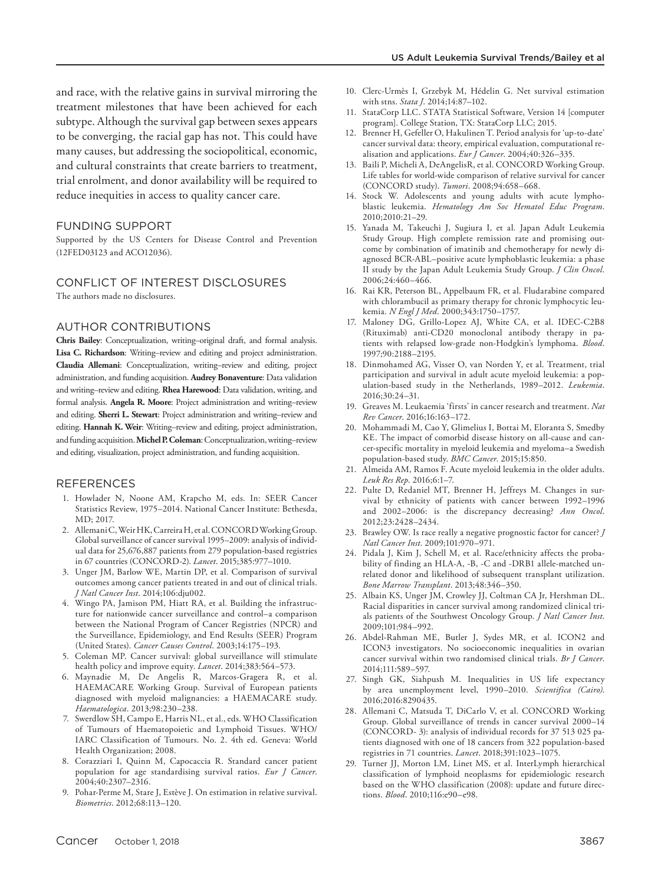and race, with the relative gains in survival mirroring the treatment milestones that have been achieved for each subtype. Although the survival gap between sexes appears to be converging, the racial gap has not. This could have many causes, but addressing the sociopolitical, economic, and cultural constraints that create barriers to treatment, trial enrolment, and donor availability will be required to reduce inequities in access to quality cancer care.

## FUNDING SUPPORT

Supported by the US Centers for Disease Control and Prevention (12FED03123 and ACO12036).

## CONFLICT OF INTEREST DISCLOSURES

The authors made no disclosures.

## AUTHOR CONTRIBUTIONS

**Chris Bailey**: Conceptualization, writing–original draft, and formal analysis. **Lisa C. Richardson**: Writing–review and editing and project administration. **Claudia Allemani**: Conceptualization, writing–review and editing, project administration, and funding acquisition. **Audrey Bonaventure**: Data validation and writing–review and editing. **Rhea Harewood**: Data validation, writing, and formal analysis. **Angela R. Moore**: Project administration and writing–review and editing. **Sherri L. Stewart**: Project administration and writing–review and editing. **Hannah K. Weir**: Writing–review and editing, project administration, and funding acquisition. **Michel P. Coleman**: Conceptualization, writing–review and editing, visualization, project administration, and funding acquisition.

## REFERENCES

1. Howlader N, Noone AM, Krapcho M, eds. In: SEER Cancer Statistics Review, 1975–2014. National Cancer Institute: Bethesda, MD; 2017.
2. Allemani C, Weir HK, Carreira H, et al. CONCORD Working Group. Global surveillance of cancer survival 1995–2009: analysis of individual data for 25,676,887 patients from 279 population-based registries in 67 countries (CONCORD-2). *Lancet*. 2015;385:977–1010.
3. Unger JM, Barlow WE, Martin DP, et al. Comparison of survival outcomes among cancer patients treated in and out of clinical trials. *J Natl Cancer Inst*. 2014;106:dju002.
4. Wingo PA, Jamison PM, Hiatt RA, et al. Building the infrastructure for nationwide cancer surveillance and control–a comparison between the National Program of Cancer Registries (NPCR) and the Surveillance, Epidemiology, and End Results (SEER) Program (United States). *Cancer Causes Control*. 2003;14:175–193.
5. Coleman MP. Cancer survival: global surveillance will stimulate health policy and improve equity. *Lancet*. 2014;383:564–573.
6. Maynadie M, De Angelis R, Marcos-Gragera R, et al. HAEMACARE Working Group. Survival of European patients diagnosed with myeloid malignancies: a HAEMACARE study. *Haematologica*. 2013;98:230–238.
7. Swerdlow SH, Campo E, Harris NL, et al., eds. WHO Classification of Tumours of Haematopoietic and Lymphoid Tissues. WHO/IARC Classification of Tumours. No. 2. 4th ed. Geneva: World Health Organization; 2008.
8. Corazziari I, Quinn M, Capocaccia R. Standard cancer patient population for age standardising survival ratios. *Eur J Cancer*. 2004;40:2307–2316.
9. Pohar-Perme M, Stare J, Estève J. On estimation in relative survival. *Biometrics*. 2012;68:113–120.
10. Clerc-Urmès I, Grzebyk M, Hédelin G. Net survival estimation with stns. *Stata J*. 2014;14:87–102.
11. StataCorp LLC. STATA Statistical Software, Version 14 [computer program]. College Station, TX: StataCorp LLC; 2015.
12. Brenner H, Gefeller O, Hakulinen T. Period analysis for 'up-to-date' cancer survival data: theory, empirical evaluation, computational realisation and applications. *Eur J Cancer*. 2004;40:326–335.
13. Baili P, Micheli A, DeAngelisR, et al. CONCORD Working Group. Life tables for world-wide comparison of relative survival for cancer (CONCORD study). *Tumori*. 2008;94:658–668.
14. Stock W. Adolescents and young adults with acute lymphoblastic leukemia. *Hematology Am Soc Hematol Educ Program*. 2010;2010:21–29.
15. Yanada M, Takeuchi J, Sugiura I, et al. Japan Adult Leukemia Study Group. High complete remission rate and promising outcome by combination of imatinib and chemotherapy for newly diagnosed BCR-ABL–positive acute lymphoblastic leukemia: a phase II study by the Japan Adult Leukemia Study Group. *J Clin Oncol*. 2006;24:460–466.
16. Rai KR, Peterson BL, Appelbaum FR, et al. Fludarabine compared with chlorambucil as primary therapy for chronic lymphocytic leukemia. *N Engl J Med*. 2000;343:1750–1757.
17. Maloney DG, Grillo-Lopez AJ, White CA, et al. IDEC-C2B8 (Rituximab) anti-CD20 monoclonal antibody therapy in patients with relapsed low-grade non-Hodgkin's lymphoma. *Blood*. 1997;90:2188–2195.
18. Dinmohamed AG, Visser O, van Norden Y, et al. Treatment, trial participation and survival in adult acute myeloid leukemia: a population-based study in the Netherlands, 1989–2012. *Leukemia*. 2016;30:24–31.
19. Greaves M. Leukaemia 'firsts' in cancer research and treatment. *Nat Rev Cancer*. 2016;16:163–172.
20. Mohammadi M, Cao Y, Glimelius I, Bottai M, Eloranta S, Smedby KE. The impact of comorbid disease history on all-cause and cancer-specific mortality in myeloid leukemia and myeloma–a Swedish population-based study. *BMC Cancer*. 2015;15:850.
21. Almeida AM, Ramos F. Acute myeloid leukemia in the older adults. *Leuk Res Rep*. 2016;6:1–7.
22. Pulte D, Redaniel MT, Brenner H, Jeffreys M. Changes in survival by ethnicity of patients with cancer between 1992–1996 and 2002–2006: is the discrepancy decreasing? *Ann Oncol*. 2012;23:2428–2434.
23. Brawley OW. Is race really a negative prognostic factor for cancer? *J Natl Cancer Inst*. 2009;101:970–971.
24. Pidala J, Kim J, Schell M, et al. Race/ethnicity affects the probability of finding an HLA-A, -B, -C and -DRB1 allele-matched unrelated donor and likelihood of subsequent transplant utilization. *Bone Marrow Transplant*. 2013;48:346–350.
25. Albain KS, Unger JM, Crowley JJ, Coltman CA Jr, Hershman DL. Racial disparities in cancer survival among randomized clinical trials patients of the Southwest Oncology Group. *J Natl Cancer Inst*. 2009;101:984–992.
26. Abdel-Rahman ME, Butler J, Sydes MR, et al. ICON2 and ICON3 investigators. No socioeconomic inequalities in ovarian cancer survival within two randomised clinical trials. *Br J Cancer*. 2014;111:589–597.
27. Singh GK, Siahpush M. Inequalities in US life expectancy by area unemployment level, 1990–2010. *Scientifica (Cairo)*. 2016;2016:8290435.
28. Allemani C, Matsuda T, DiCarlo V, et al. CONCORD Working Group. Global surveillance of trends in cancer survival 2000–14 (CONCORD- 3): analysis of individual records for 37 513 025 patients diagnosed with one of 18 cancers from 322 population-based registries in 71 countries. *Lancet*. 2018;391:1023–1075.
29. Turner JJ, Morton LM, Linet MS, et al. InterLymph hierarchical classification of lymphoid neoplasms for epidemiologic research based on the WHO classification (2008): update and future directions. *Blood*. 2010;116:e90–e98.